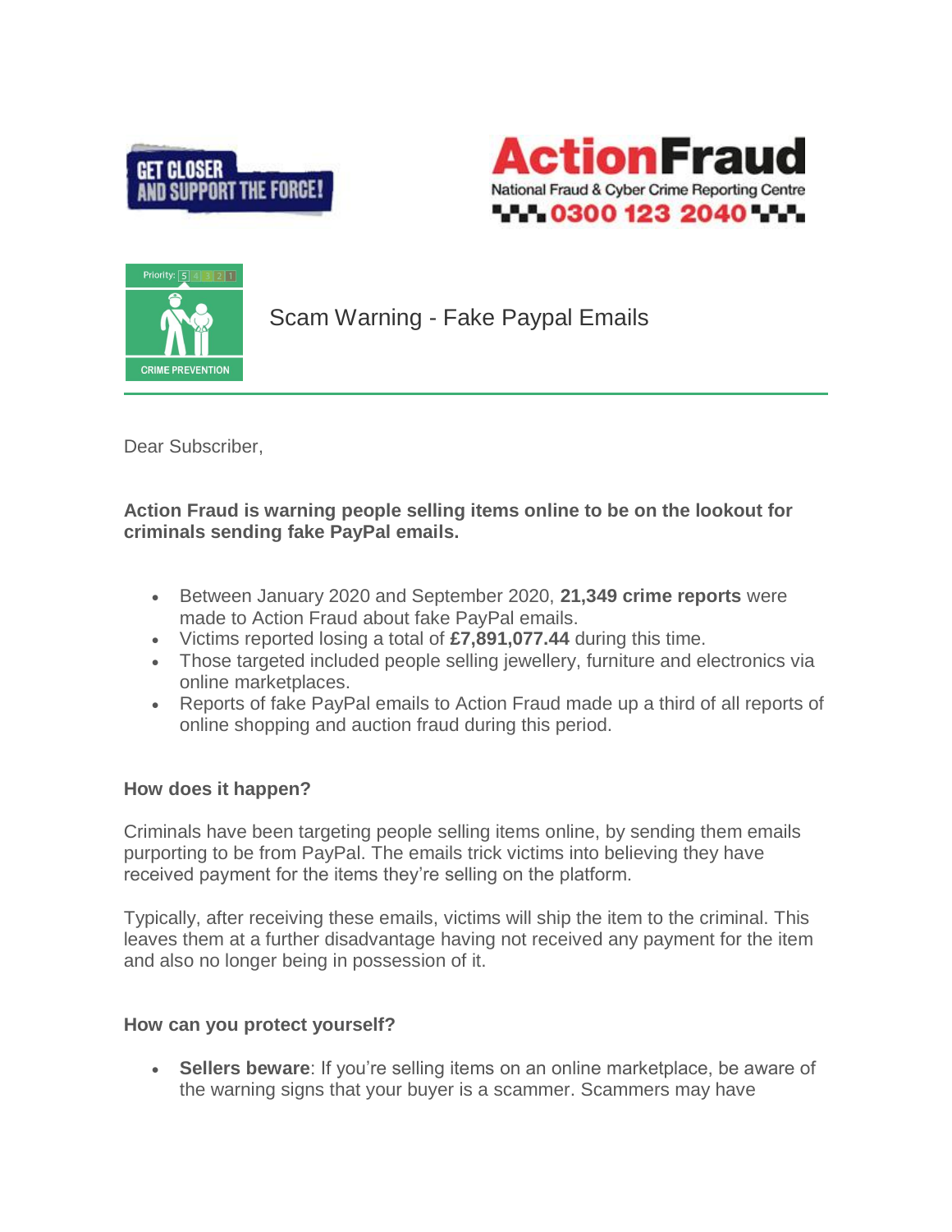GET CLOSER AND SUPPORT THE FORCE!

ActionFraud
National Fraud & Cyber Crime Reporting Centre
0300 123 2040

Priority: 5 4 3 2 1

CRIME PREVENTION

# Scam Warning - Fake Paypal Emails

Dear Subscriber,

**Action Fraud is warning people selling items online to be on the lookout for criminals sending fake PayPal emails.**

- Between January 2020 and September 2020, **21,349 crime reports** were made to Action Fraud about fake PayPal emails.
- Victims reported losing a total of **£7,891,077.44** during this time.
- Those targeted included people selling jewellery, furniture and electronics via online marketplaces.
- Reports of fake PayPal emails to Action Fraud made up a third of all reports of online shopping and auction fraud during this period.

**How does it happen?**

Criminals have been targeting people selling items online, by sending them emails purporting to be from PayPal. The emails trick victims into believing they have received payment for the items they're selling on the platform.

Typically, after receiving these emails, victims will ship the item to the criminal. This leaves them at a further disadvantage having not received any payment for the item and also no longer being in possession of it.

**How can you protect yourself?**

- **Sellers beware**: If you're selling items on an online marketplace, be aware of the warning signs that your buyer is a scammer. Scammers may have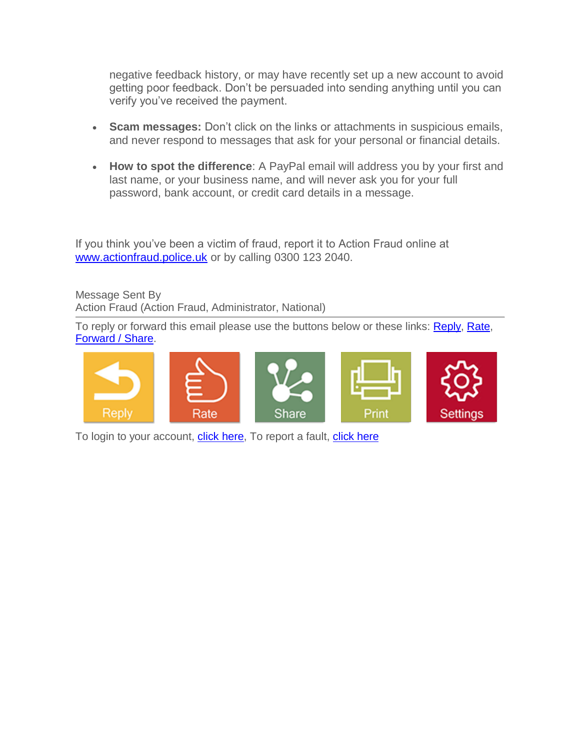negative feedback history, or may have recently set up a new account to avoid getting poor feedback. Don't be persuaded into sending anything until you can verify you've received the payment.

- **Scam messages:** Don't click on the links or attachments in suspicious emails, and never respond to messages that ask for your personal or financial details.
- **How to spot the difference**: A PayPal email will address you by your first and last name, or your business name, and will never ask you for your full password, bank account, or credit card details in a message.

If you think you've been a victim of fraud, report it to Action Fraud online at [www.actionfraud.police.uk](www.actionfraud.police.uk) or by calling 0300 123 2040.

Message Sent By
Action Fraud (Action Fraud, Administrator, National)

---

To reply or forward this email please use the buttons below or these links: Reply, Rate, Forward / Share.

Reply | Rate | Share | Print | Settings

To login to your account, click here, To report a fault, click here